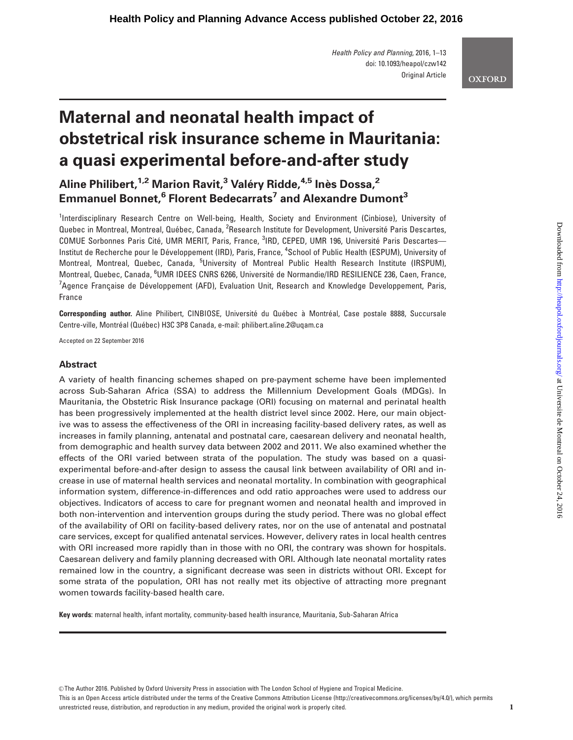# Maternal and neonatal health impact of obstetrical risk insurance scheme in Mauritania: a quasi experimental before-and-after study

**Aline Philibert,[1,2] Marion Ravit,[3] Valéry Ridde,[4,5] Inès Dossa,[2] Emmanuel Bonnet,[6] Florent Bedecarrats[7] and Alexandre Dumont[3]**

[1]Interdisciplinary Research Centre on Well-being, Health, Society and Environment (Cinbiose), University of Quebec in Montreal, Montreal, Québec, Canada, [2]Research Institute for Development, Université Paris Descartes, COMUE Sorbonnes Paris Cité, UMR MERIT, Paris, France, [3]IRD, CEPED, UMR 196, Université Paris Descartes—Institut de Recherche pour le Développement (IRD), Paris, France, [4]School of Public Health (ESPUM), University of Montreal, Montreal, Quebec, Canada, [5]University of Montreal Public Health Research Institute (IRSPUM), Montreal, Quebec, Canada, [6]UMR IDEES CNRS 6266, Université de Normandie/IRD RESILIENCE 236, Caen, France, [7]Agence Française de Développement (AFD), Evaluation Unit, Research and Knowledge Developpement, Paris, France

**Corresponding author.** Aline Philibert, CINBIOSE, Université du Québec à Montréal, Case postale 8888, Succursale Centre-ville, Montréal (Québec) H3C 3P8 Canada, e-mail: philibert.aline.2@uqam.ca

Accepted on 22 September 2016

## Abstract

A variety of health financing schemes shaped on pre-payment scheme have been implemented across Sub-Saharan Africa (SSA) to address the Millennium Development Goals (MDGs). In Mauritania, the Obstetric Risk Insurance package (ORI) focusing on maternal and perinatal health has been progressively implemented at the health district level since 2002. Here, our main objective was to assess the effectiveness of the ORI in increasing facility-based delivery rates, as well as increases in family planning, antenatal and postnatal care, caesarean delivery and neonatal health, from demographic and health survey data between 2002 and 2011. We also examined whether the effects of the ORI varied between strata of the population. The study was based on a quasi-experimental before-and-after design to assess the causal link between availability of ORI and increase in use of maternal health services and neonatal mortality. In combination with geographical information system, difference-in-differences and odd ratio approaches were used to address our objectives. Indicators of access to care for pregnant women and neonatal health and improved in both non-intervention and intervention groups during the study period. There was no global effect of the availability of ORI on facility-based delivery rates, nor on the use of antenatal and postnatal care services, except for qualified antenatal services. However, delivery rates in local health centres with ORI increased more rapidly than in those with no ORI, the contrary was shown for hospitals. Caesarean delivery and family planning decreased with ORI. Although late neonatal mortality rates remained low in the country, a significant decrease was seen in districts without ORI. Except for some strata of the population, ORI has not really met its objective of attracting more pregnant women towards facility-based health care.

**Key words**: maternal health, infant mortality, community-based health insurance, Mauritania, Sub-Saharan Africa

© The Author 2016. Published by Oxford University Press in association with The London School of Hygiene and Tropical Medicine.
This is an Open Access article distributed under the terms of the Creative Commons Attribution License (http://creativecommons.org/licenses/by/4.0/), which permits unrestricted reuse, distribution, and reproduction in any medium, provided the original work is properly cited.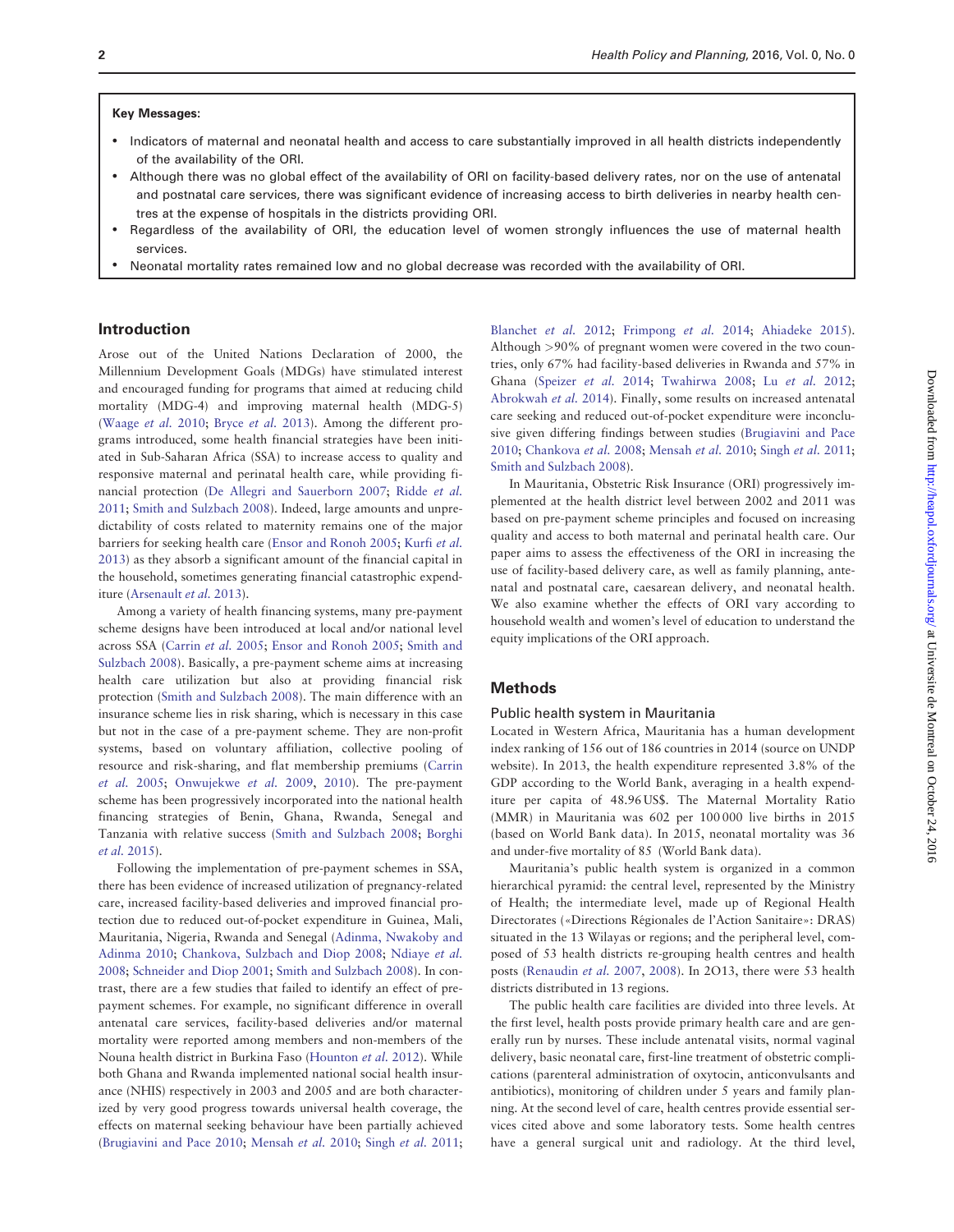**Key Messages:**

- Indicators of maternal and neonatal health and access to care substantially improved in all health districts independently of the availability of the ORI.
- Although there was no global effect of the availability of ORI on facility-based delivery rates, nor on the use of antenatal and postnatal care services, there was significant evidence of increasing access to birth deliveries in nearby health centres at the expense of hospitals in the districts providing ORI.
- Regardless of the availability of ORI, the education level of women strongly influences the use of maternal health services.
- Neonatal mortality rates remained low and no global decrease was recorded with the availability of ORI.

## Introduction

Arose out of the United Nations Declaration of 2000, the Millennium Development Goals (MDGs) have stimulated interest and encouraged funding for programs that aimed at reducing child mortality (MDG-4) and improving maternal health (MDG-5) (Waage *et al.* 2010; Bryce *et al.* 2013). Among the different programs introduced, some health financial strategies have been initiated in Sub-Saharan Africa (SSA) to increase access to quality and responsive maternal and perinatal health care, while providing financial protection (De Allegri and Sauerborn 2007; Ridde *et al.* 2011; Smith and Sulzbach 2008). Indeed, large amounts and unpredictability of costs related to maternity remains one of the major barriers for seeking health care (Ensor and Ronoh 2005; Kurfi *et al.* 2013) as they absorb a significant amount of the financial capital in the household, sometimes generating financial catastrophic expenditure (Arsenault *et al.* 2013).

Among a variety of health financing systems, many pre-payment scheme designs have been introduced at local and/or national level across SSA (Carrin *et al.* 2005; Ensor and Ronoh 2005; Smith and Sulzbach 2008). Basically, a pre-payment scheme aims at increasing health care utilization but also at providing financial risk protection (Smith and Sulzbach 2008). The main difference with an insurance scheme lies in risk sharing, which is necessary in this case but not in the case of a pre-payment scheme. They are non-profit systems, based on voluntary affiliation, collective pooling of resource and risk-sharing, and flat membership premiums (Carrin *et al.* 2005; Onwujekwe *et al.* 2009, 2010). The pre-payment scheme has been progressively incorporated into the national health financing strategies of Benin, Ghana, Rwanda, Senegal and Tanzania with relative success (Smith and Sulzbach 2008; Borghi *et al.* 2015).

Following the implementation of pre-payment schemes in SSA, there has been evidence of increased utilization of pregnancy-related care, increased facility-based deliveries and improved financial protection due to reduced out-of-pocket expenditure in Guinea, Mali, Mauritania, Nigeria, Rwanda and Senegal (Adinma, Nwakoby and Adinma 2010; Chankova, Sulzbach and Diop 2008; Ndiaye *et al.* 2008; Schneider and Diop 2001; Smith and Sulzbach 2008). In contrast, there are a few studies that failed to identify an effect of pre-payment schemes. For example, no significant difference in overall antenatal care services, facility-based deliveries and/or maternal mortality were reported among members and non-members of the Nouna health district in Burkina Faso (Hounton *et al.* 2012). While both Ghana and Rwanda implemented national social health insurance (NHIS) respectively in 2003 and 2005 and are both characterized by very good progress towards universal health coverage, the effects on maternal seeking behaviour have been partially achieved (Brugiavini and Pace 2010; Mensah *et al.* 2010; Singh *et al.* 2011; Blanchet *et al.* 2012; Frimpong *et al.* 2014; Ahiadeke 2015). Although >90% of pregnant women were covered in the two countries, only 67% had facility-based deliveries in Rwanda and 57% in Ghana (Speizer *et al.* 2014; Twahirwa 2008; Lu *et al.* 2012; Abrokwah *et al.* 2014). Finally, some results on increased antenatal care seeking and reduced out-of-pocket expenditure were inconclusive given differing findings between studies (Brugiavini and Pace 2010; Chankova *et al.* 2008; Mensah *et al.* 2010; Singh *et al.* 2011; Smith and Sulzbach 2008).

In Mauritania, Obstetric Risk Insurance (ORI) progressively implemented at the health district level between 2002 and 2011 was based on pre-payment scheme principles and focused on increasing quality and access to both maternal and perinatal health care. Our paper aims to assess the effectiveness of the ORI in increasing the use of facility-based delivery care, as well as family planning, antenatal and postnatal care, caesarean delivery, and neonatal health. We also examine whether the effects of ORI vary according to household wealth and women's level of education to understand the equity implications of the ORI approach.

## Methods

### Public health system in Mauritania

Located in Western Africa, Mauritania has a human development index ranking of 156 out of 186 countries in 2014 (source on UNDP website). In 2013, the health expenditure represented 3.8% of the GDP according to the World Bank, averaging in a health expenditure per capita of 48.96 US$. The Maternal Mortality Ratio (MMR) in Mauritania was 602 per 100 000 live births in 2015 (based on World Bank data). In 2015, neonatal mortality was 36 and under-five mortality of 85 (World Bank data).

Mauritania's public health system is organized in a common hierarchical pyramid: the central level, represented by the Ministry of Health; the intermediate level, made up of Regional Health Directorates («Directions Régionales de l'Action Sanitaire»: DRAS) situated in the 13 Wilayas or regions; and the peripheral level, composed of 53 health districts re-grouping health centres and health posts (Renaudin *et al.* 2007, 2008). In 2O13, there were 53 health districts distributed in 13 regions.

The public health care facilities are divided into three levels. At the first level, health posts provide primary health care and are generally run by nurses. These include antenatal visits, normal vaginal delivery, basic neonatal care, first-line treatment of obstetric complications (parenteral administration of oxytocin, anticonvulsants and antibiotics), monitoring of children under 5 years and family planning. At the second level of care, health centres provide essential services cited above and some laboratory tests. Some health centres have a general surgical unit and radiology. At the third level,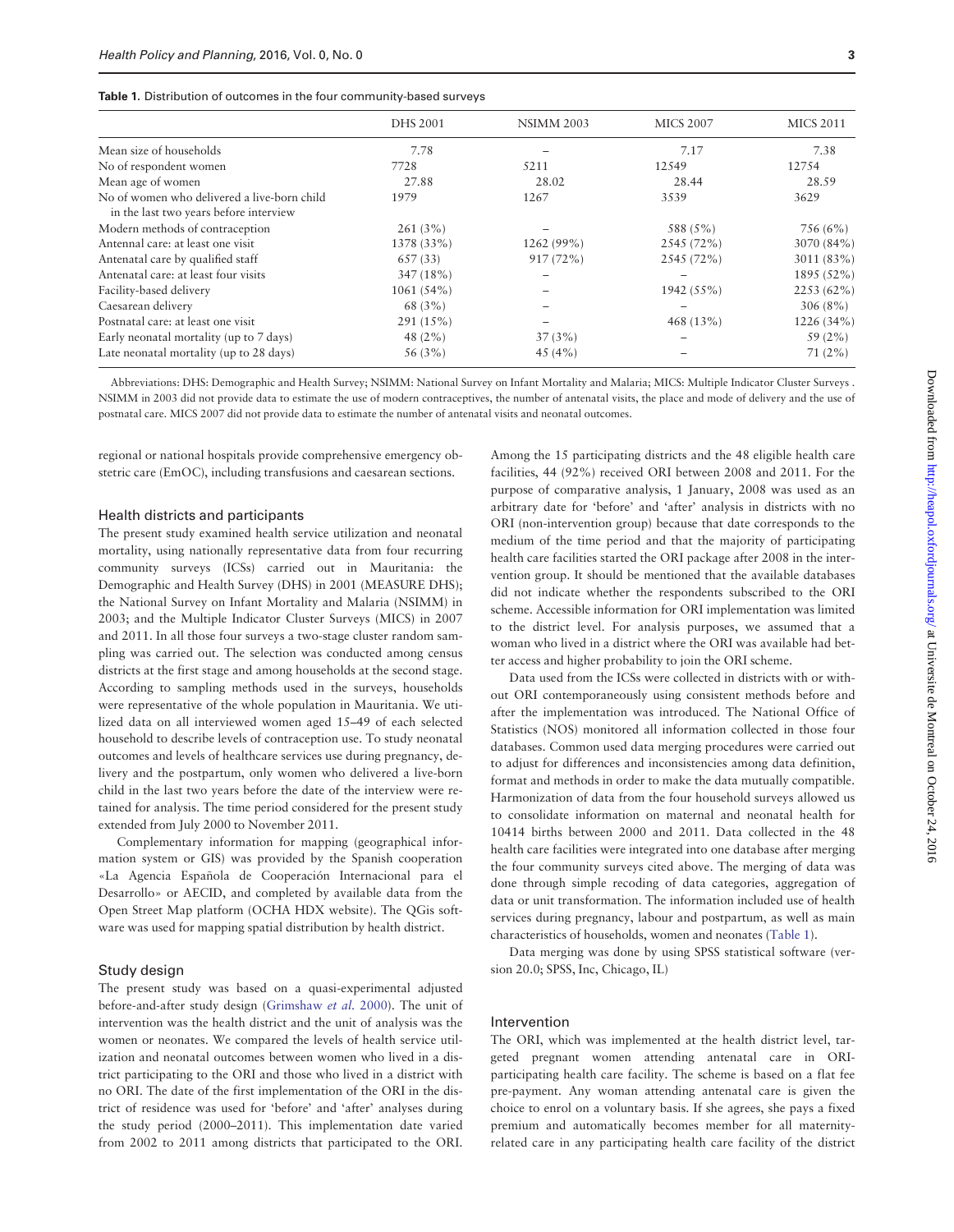**Table 1.** Distribution of outcomes in the four community-based surveys

| | DHS 2001 | NSIMM 2003 | MICS 2007 | MICS 2011 |
|---|---|---|---|---|
| Mean size of households | 7.78 | – | 7.17 | 7.38 |
| No of respondent women | 7728 | 5211 | 12549 | 12754 |
| Mean age of women | 27.88 | 28.02 | 28.44 | 28.59 |
| No of women who delivered a live-born child in the last two years before interview | 1979 | 1267 | 3539 | 3629 |
| Modern methods of contraception | 261 (3%) | – | 588 (5%) | 756 (6%) |
| Antennal care: at least one visit | 1378 (33%) | 1262 (99%) | 2545 (72%) | 3070 (84%) |
| Antenatal care by qualified staff | 657 (33) | 917 (72%) | 2545 (72%) | 3011 (83%) |
| Antenatal care: at least four visits | 347 (18%) | – | – | 1895 (52%) |
| Facility-based delivery | 1061 (54%) | – | 1942 (55%) | 2253 (62%) |
| Caesarean delivery | 68 (3%) | – | – | 306 (8%) |
| Postnatal care: at least one visit | 291 (15%) | – | 468 (13%) | 1226 (34%) |
| Early neonatal mortality (up to 7 days) | 48 (2%) | 37 (3%) | – | 59 (2%) |
| Late neonatal mortality (up to 28 days) | 56 (3%) | 45 (4%) | – | 71 (2%) |

Abbreviations: DHS: Demographic and Health Survey; NSIMM: National Survey on Infant Mortality and Malaria; MICS: Multiple Indicator Cluster Surveys . NSIMM in 2003 did not provide data to estimate the use of modern contraceptives, the number of antenatal visits, the place and mode of delivery and the use of postnatal care. MICS 2007 did not provide data to estimate the number of antenatal visits and neonatal outcomes.

regional or national hospitals provide comprehensive emergency obstetric care (EmOC), including transfusions and caesarean sections.

### Health districts and participants

The present study examined health service utilization and neonatal mortality, using nationally representative data from four recurring community surveys (ICSs) carried out in Mauritania: the Demographic and Health Survey (DHS) in 2001 (MEASURE DHS); the National Survey on Infant Mortality and Malaria (NSIMM) in 2003; and the Multiple Indicator Cluster Surveys (MICS) in 2007 and 2011. In all those four surveys a two-stage cluster random sampling was carried out. The selection was conducted among census districts at the first stage and among households at the second stage. According to sampling methods used in the surveys, households were representative of the whole population in Mauritania. We utilized data on all interviewed women aged 15–49 of each selected household to describe levels of contraception use. To study neonatal outcomes and levels of healthcare services use during pregnancy, delivery and the postpartum, only women who delivered a live-born child in the last two years before the date of the interview were retained for analysis. The time period considered for the present study extended from July 2000 to November 2011.

Complementary information for mapping (geographical information system or GIS) was provided by the Spanish cooperation «La Agencia Española de Cooperación Internacional para el Desarrollo» or AECID, and completed by available data from the Open Street Map platform (OCHA HDX website). The QGis software was used for mapping spatial distribution by health district.

### Study design

The present study was based on a quasi-experimental adjusted before-and-after study design (Grimshaw *et al.* 2000). The unit of intervention was the health district and the unit of analysis was the women or neonates. We compared the levels of health service utilization and neonatal outcomes between women who lived in a district participating to the ORI and those who lived in a district with no ORI. The date of the first implementation of the ORI in the district of residence was used for 'before' and 'after' analyses during the study period (2000–2011). This implementation date varied from 2002 to 2011 among districts that participated to the ORI. Among the 15 participating districts and the 48 eligible health care facilities, 44 (92%) received ORI between 2008 and 2011. For the purpose of comparative analysis, 1 January, 2008 was used as an arbitrary date for 'before' and 'after' analysis in districts with no ORI (non-intervention group) because that date corresponds to the medium of the time period and that the majority of participating health care facilities started the ORI package after 2008 in the intervention group. It should be mentioned that the available databases did not indicate whether the respondents subscribed to the ORI scheme. Accessible information for ORI implementation was limited to the district level. For analysis purposes, we assumed that a woman who lived in a district where the ORI was available had better access and higher probability to join the ORI scheme.

Data used from the ICSs were collected in districts with or without ORI contemporaneously using consistent methods before and after the implementation was introduced. The National Office of Statistics (NOS) monitored all information collected in those four databases. Common used data merging procedures were carried out to adjust for differences and inconsistencies among data definition, format and methods in order to make the data mutually compatible. Harmonization of data from the four household surveys allowed us to consolidate information on maternal and neonatal health for 10414 births between 2000 and 2011. Data collected in the 48 health care facilities were integrated into one database after merging the four community surveys cited above. The merging of data was done through simple recoding of data categories, aggregation of data or unit transformation. The information included use of health services during pregnancy, labour and postpartum, as well as main characteristics of households, women and neonates (Table 1).

Data merging was done by using SPSS statistical software (version 20.0; SPSS, Inc, Chicago, IL)

### Intervention

The ORI, which was implemented at the health district level, targeted pregnant women attending antenatal care in ORI-participating health care facility. The scheme is based on a flat fee pre-payment. Any woman attending antenatal care is given the choice to enrol on a voluntary basis. If she agrees, she pays a fixed premium and automatically becomes member for all maternity-related care in any participating health care facility of the district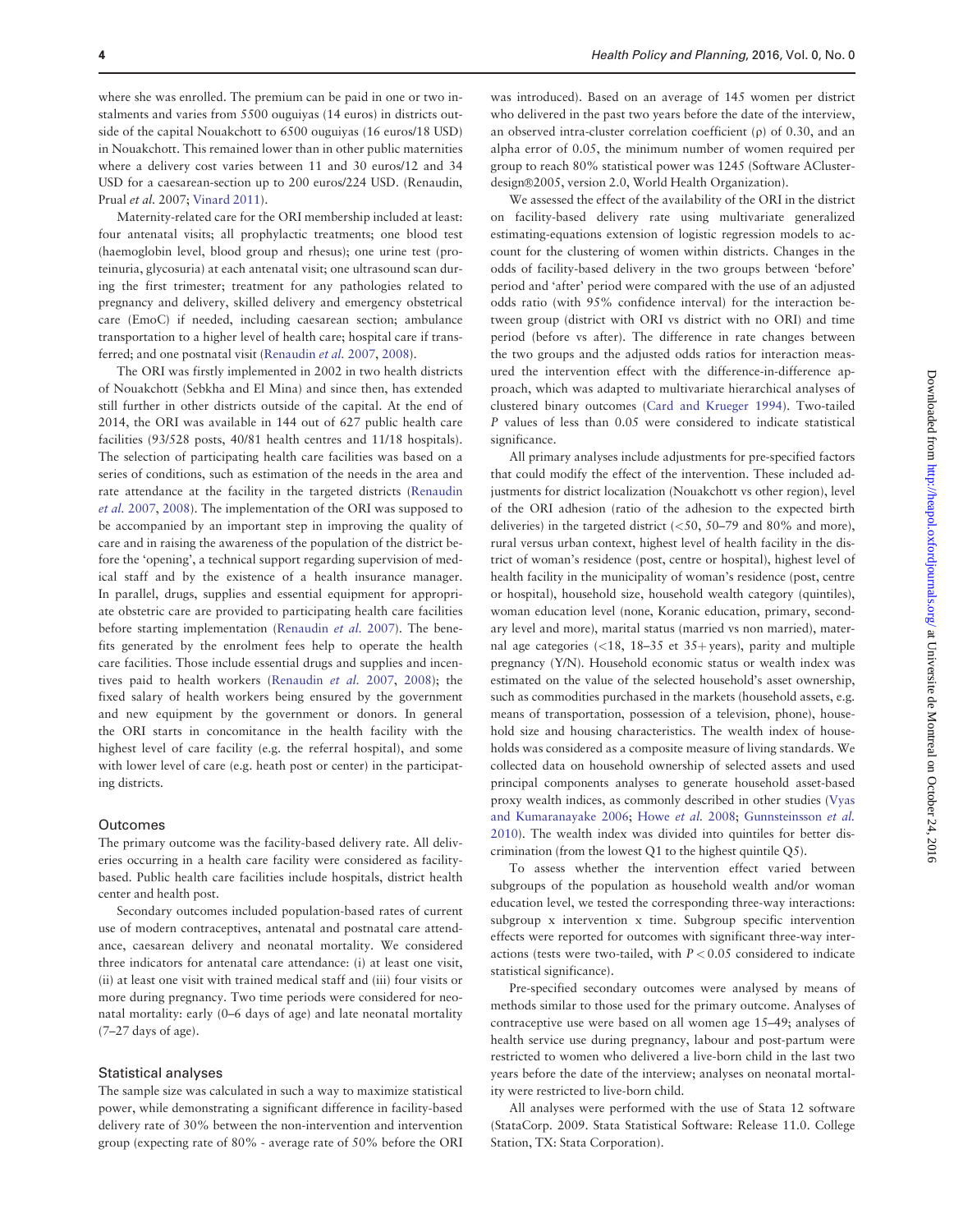where she was enrolled. The premium can be paid in one or two instalments and varies from 5500 ouguiyas (14 euros) in districts outside of the capital Nouakchott to 6500 ouguiyas (16 euros/18 USD) in Nouakchott. This remained lower than in other public maternities where a delivery cost varies between 11 and 30 euros/12 and 34 USD for a caesarean-section up to 200 euros/224 USD. (Renaudin, Prual *et al.* 2007; Vinard 2011).

Maternity-related care for the ORI membership included at least: four antenatal visits; all prophylactic treatments; one blood test (haemoglobin level, blood group and rhesus); one urine test (proteinuria, glycosuria) at each antenatal visit; one ultrasound scan during the first trimester; treatment for any pathologies related to pregnancy and delivery, skilled delivery and emergency obstetrical care (EmoC) if needed, including caesarean section; ambulance transportation to a higher level of health care; hospital care if transferred; and one postnatal visit (Renaudin *et al.* 2007, 2008).

The ORI was firstly implemented in 2002 in two health districts of Nouakchott (Sebkha and El Mina) and since then, has extended still further in other districts outside of the capital. At the end of 2014, the ORI was available in 144 out of 627 public health care facilities (93/528 posts, 40/81 health centres and 11/18 hospitals). The selection of participating health care facilities was based on a series of conditions, such as estimation of the needs in the area and rate attendance at the facility in the targeted districts (Renaudin *et al.* 2007, 2008). The implementation of the ORI was supposed to be accompanied by an important step in improving the quality of care and in raising the awareness of the population of the district before the 'opening', a technical support regarding supervision of medical staff and by the existence of a health insurance manager. In parallel, drugs, supplies and essential equipment for appropriate obstetric care are provided to participating health care facilities before starting implementation (Renaudin *et al.* 2007). The benefits generated by the enrolment fees help to operate the health care facilities. Those include essential drugs and supplies and incentives paid to health workers (Renaudin *et al.* 2007, 2008); the fixed salary of health workers being ensured by the government and new equipment by the government or donors. In general the ORI starts in concomitance in the health facility with the highest level of care facility (e.g. the referral hospital), and some with lower level of care (e.g. heath post or center) in the participating districts.

### Outcomes

The primary outcome was the facility-based delivery rate. All deliveries occurring in a health care facility were considered as facility-based. Public health care facilities include hospitals, district health center and health post.

Secondary outcomes included population-based rates of current use of modern contraceptives, antenatal and postnatal care attendance, caesarean delivery and neonatal mortality. We considered three indicators for antenatal care attendance: (i) at least one visit, (ii) at least one visit with trained medical staff and (iii) four visits or more during pregnancy. Two time periods were considered for neonatal mortality: early (0–6 days of age) and late neonatal mortality (7–27 days of age).

### Statistical analyses

The sample size was calculated in such a way to maximize statistical power, while demonstrating a significant difference in facility-based delivery rate of 30% between the non-intervention and intervention group (expecting rate of 80% - average rate of 50% before the ORI was introduced). Based on an average of 145 women per district who delivered in the past two years before the date of the interview, an observed intra-cluster correlation coefficient ($\rho$) of 0.30, and an alpha error of 0.05, the minimum number of women required per group to reach 80% statistical power was 1245 (Software AClusterdesign®2005, version 2.0, World Health Organization).

We assessed the effect of the availability of the ORI in the district on facility-based delivery rate using multivariate generalized estimating-equations extension of logistic regression models to account for the clustering of women within districts. Changes in the odds of facility-based delivery in the two groups between 'before' period and 'after' period were compared with the use of an adjusted odds ratio (with 95% confidence interval) for the interaction between group (district with ORI vs district with no ORI) and time period (before vs after). The difference in rate changes between the two groups and the adjusted odds ratios for interaction measured the intervention effect with the difference-in-difference approach, which was adapted to multivariate hierarchical analyses of clustered binary outcomes (Card and Krueger 1994). Two-tailed *P* values of less than 0.05 were considered to indicate statistical significance.

All primary analyses include adjustments for pre-specified factors that could modify the effect of the intervention. These included adjustments for district localization (Nouakchott vs other region), level of the ORI adhesion (ratio of the adhesion to the expected birth deliveries) in the targeted district (<50, 50–79 and 80% and more), rural versus urban context, highest level of health facility in the district of woman's residence (post, centre or hospital), highest level of health facility in the municipality of woman's residence (post, centre or hospital), household size, household wealth category (quintiles), woman education level (none, Koranic education, primary, secondary level and more), marital status (married vs non married), maternal age categories (<18, 18–35 et 35+ years), parity and multiple pregnancy (Y/N). Household economic status or wealth index was estimated on the value of the selected household's asset ownership, such as commodities purchased in the markets (household assets, e.g. means of transportation, possession of a television, phone), household size and housing characteristics. The wealth index of households was considered as a composite measure of living standards. We collected data on household ownership of selected assets and used principal components analyses to generate household asset-based proxy wealth indices, as commonly described in other studies (Vyas and Kumaranayake 2006; Howe *et al.* 2008; Gunnsteinsson *et al.* 2010). The wealth index was divided into quintiles for better discrimination (from the lowest Q1 to the highest quintile Q5).

To assess whether the intervention effect varied between subgroups of the population as household wealth and/or woman education level, we tested the corresponding three-way interactions: subgroup x intervention x time. Subgroup specific intervention effects were reported for outcomes with significant three-way interactions (tests were two-tailed, with $P < 0.05$ considered to indicate statistical significance).

Pre-specified secondary outcomes were analysed by means of methods similar to those used for the primary outcome. Analyses of contraceptive use were based on all women age 15–49; analyses of health service use during pregnancy, labour and post-partum were restricted to women who delivered a live-born child in the last two years before the date of the interview; analyses on neonatal mortality were restricted to live-born child.

All analyses were performed with the use of Stata 12 software (StataCorp. 2009. Stata Statistical Software: Release 11.0. College Station, TX: Stata Corporation).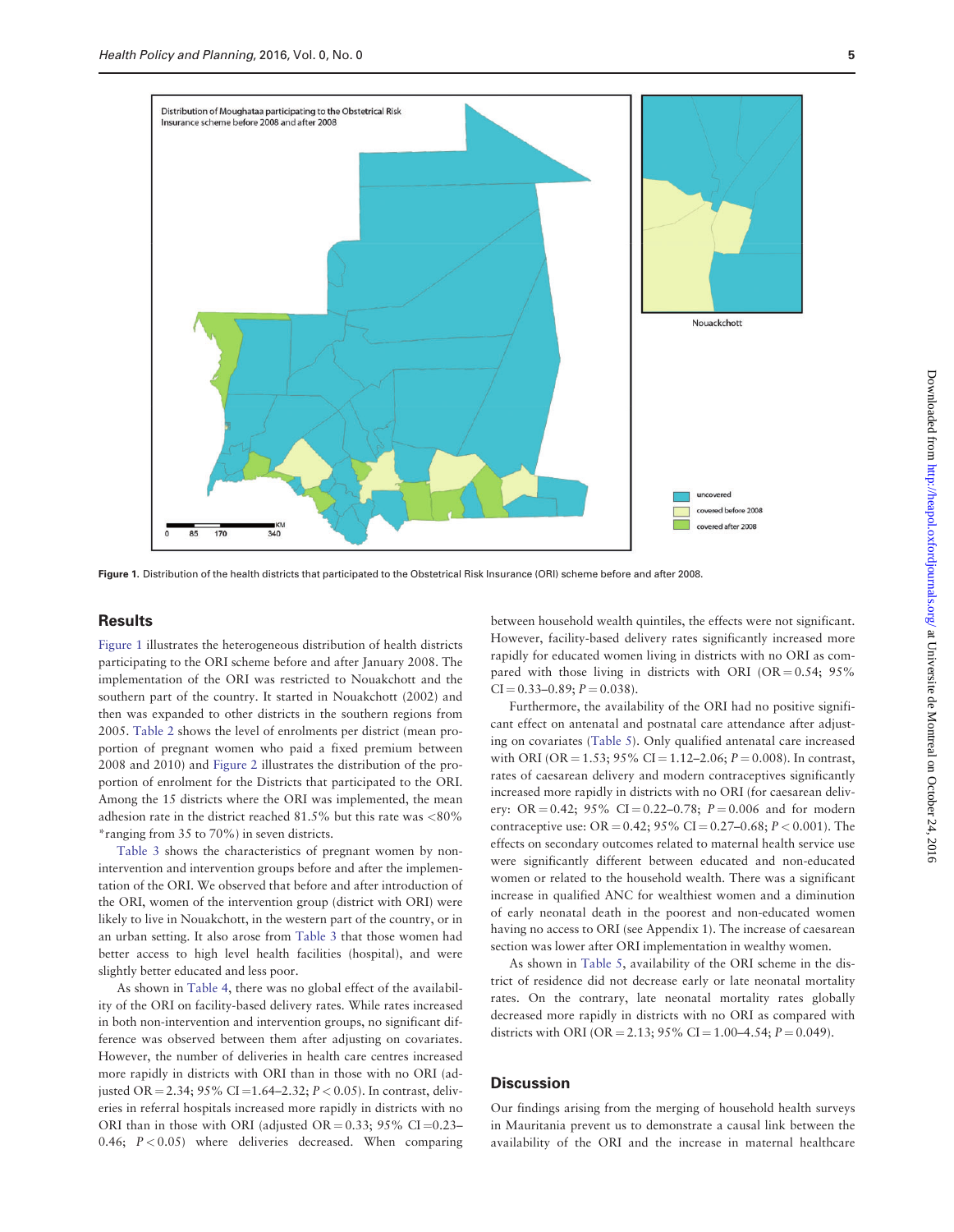Figure 1. Distribution of the health districts that participated to the Obstetrical Risk Insurance (ORI) scheme before and after 2008.

## Results

Figure 1 illustrates the heterogeneous distribution of health districts participating to the ORI scheme before and after January 2008. The implementation of the ORI was restricted to Nouakchott and the southern part of the country. It started in Nouakchott (2002) and then was expanded to other districts in the southern regions from 2005. Table 2 shows the level of enrolments per district (mean proportion of pregnant women who paid a fixed premium between 2008 and 2010) and Figure 2 illustrates the distribution of the proportion of enrolment for the Districts that participated to the ORI. Among the 15 districts where the ORI was implemented, the mean adhesion rate in the district reached 81.5% but this rate was <80% *ranging from 35 to 70%) in seven districts.

Table 3 shows the characteristics of pregnant women by non-intervention and intervention groups before and after the implementation of the ORI. We observed that before and after introduction of the ORI, women of the intervention group (district with ORI) were likely to live in Nouakchott, in the western part of the country, or in an urban setting. It also arose from Table 3 that those women had better access to high level health facilities (hospital), and were slightly better educated and less poor.

As shown in Table 4, there was no global effect of the availability of the ORI on facility-based delivery rates. While rates increased in both non-intervention and intervention groups, no significant difference was observed between them after adjusting on covariates. However, the number of deliveries in health care centres increased more rapidly in districts with ORI than in those with no ORI (adjusted OR = 2.34; 95% CI = 1.64–2.32; $P < 0.05$). In contrast, deliveries in referral hospitals increased more rapidly in districts with no ORI than in those with ORI (adjusted OR = 0.33; 95% CI = 0.23–0.46; $P < 0.05$) where deliveries decreased. When comparing between household wealth quintiles, the effects were not significant. However, facility-based delivery rates significantly increased more rapidly for educated women living in districts with no ORI as compared with those living in districts with ORI (OR = 0.54; 95% CI = 0.33–0.89; $P = 0.038$).

Furthermore, the availability of the ORI had no positive significant effect on antenatal and postnatal care attendance after adjusting on covariates (Table 5). Only qualified antenatal care increased with ORI (OR = 1.53; 95% CI = 1.12–2.06; $P = 0.008$). In contrast, rates of caesarean delivery and modern contraceptives significantly increased more rapidly in districts with no ORI (for caesarean delivery: OR = 0.42; 95% CI = 0.22–0.78; $P = 0.006$ and for modern contraceptive use: OR = 0.42; 95% CI = 0.27–0.68; $P < 0.001$). The effects on secondary outcomes related to maternal health service use were significantly different between educated and non-educated women or related to the household wealth. There was a significant increase in qualified ANC for wealthiest women and a diminution of early neonatal death in the poorest and non-educated women having no access to ORI (see Appendix 1). The increase of caesarean section was lower after ORI implementation in wealthy women.

As shown in Table 5, availability of the ORI scheme in the district of residence did not decrease early or late neonatal mortality rates. On the contrary, late neonatal mortality rates globally decreased more rapidly in districts with no ORI as compared with districts with ORI (OR = 2.13; 95% CI = 1.00–4.54; $P = 0.049$).

## Discussion

Our findings arising from the merging of household health surveys in Mauritania prevent us to demonstrate a causal link between the availability of the ORI and the increase in maternal healthcare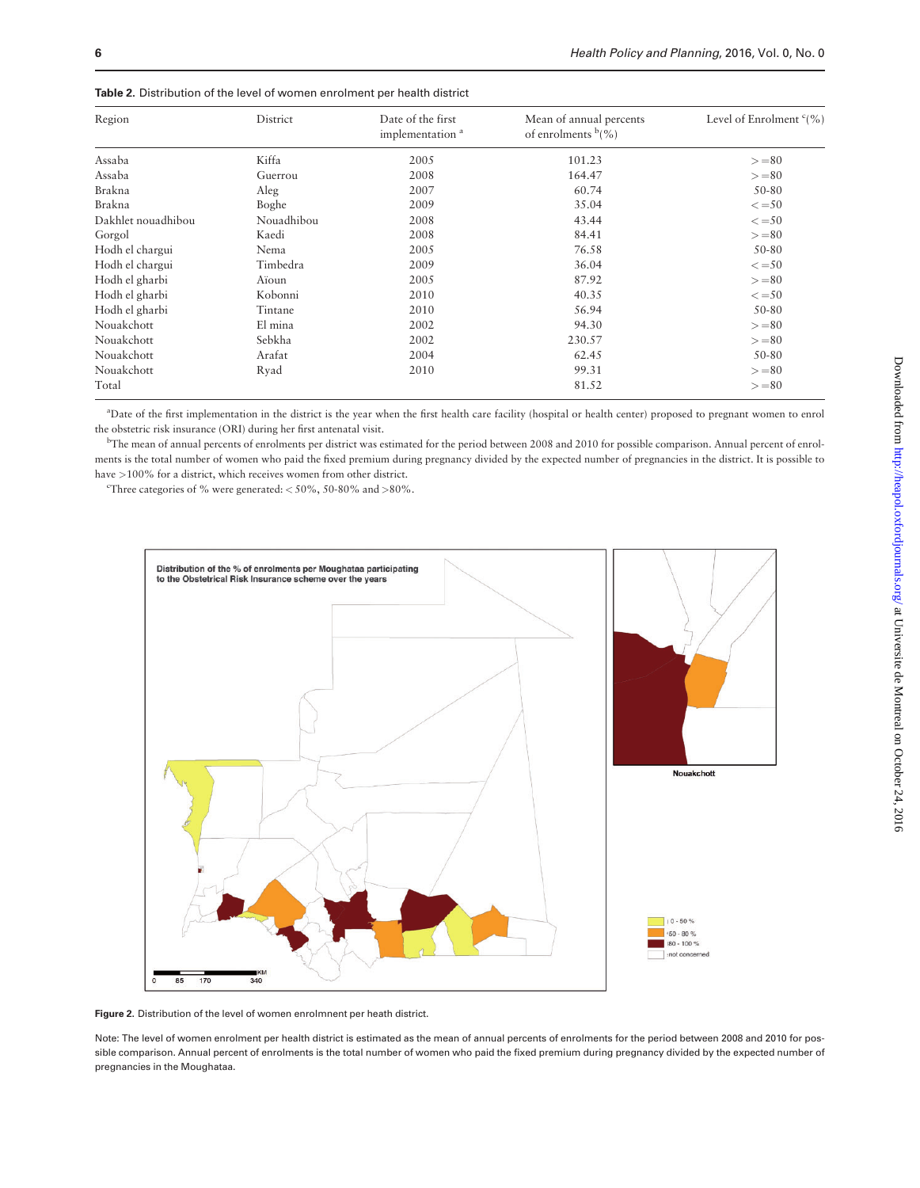**Table 2.** Distribution of the level of women enrolment per health district

| Region | District | Date of the first implementation [a] | Mean of annual percents of enrolments [b](%) | Level of Enrolment [c](%) |
|---|---|---|---|---|
| Assaba | Kiffa | 2005 | 101.23 | >=80 |
| Assaba | Guerrou | 2008 | 164.47 | >=80 |
| Brakna | Aleg | 2007 | 60.74 | 50-80 |
| Brakna | Boghe | 2009 | 35.04 | <=50 |
| Dakhlet nouadhibou | Nouadhibou | 2008 | 43.44 | <=50 |
| Gorgol | Kaedi | 2008 | 84.41 | >=80 |
| Hodh el chargui | Nema | 2005 | 76.58 | 50-80 |
| Hodh el chargui | Timbedra | 2009 | 36.04 | <=50 |
| Hodh el gharbi | Aïoun | 2005 | 87.92 | >=80 |
| Hodh el gharbi | Kobonni | 2010 | 40.35 | <=50 |
| Hodh el gharbi | Tintane | 2010 | 56.94 | 50-80 |
| Nouakchott | El mina | 2002 | 94.30 | >=80 |
| Nouakchott | Sebkha | 2002 | 230.57 | >=80 |
| Nouakchott | Arafat | 2004 | 62.45 | 50-80 |
| Nouakchott | Ryad | 2010 | 99.31 | >=80 |
| Total | | | 81.52 | >=80 |

[a]Date of the first implementation in the district is the year when the first health care facility (hospital or health center) proposed to pregnant women to enrol the obstetric risk insurance (ORI) during her first antenatal visit.

[b]The mean of annual percents of enrolments per district was estimated for the period between 2008 and 2010 for possible comparison. Annual percent of enrolments is the total number of women who paid the fixed premium during pregnancy divided by the expected number of pregnancies in the district. It is possible to have >100% for a district, which receives women from other district.

[c]Three categories of % were generated: < 50%, 50-80% and >80%.

**Figure 2.** Distribution of the level of women enrolmnent per heath district.

Note: The level of women enrolment per health district is estimated as the mean of annual percents of enrolments for the period between 2008 and 2010 for possible comparison. Annual percent of enrolments is the total number of women who paid the fixed premium during pregnancy divided by the expected number of pregnancies in the Moughataa.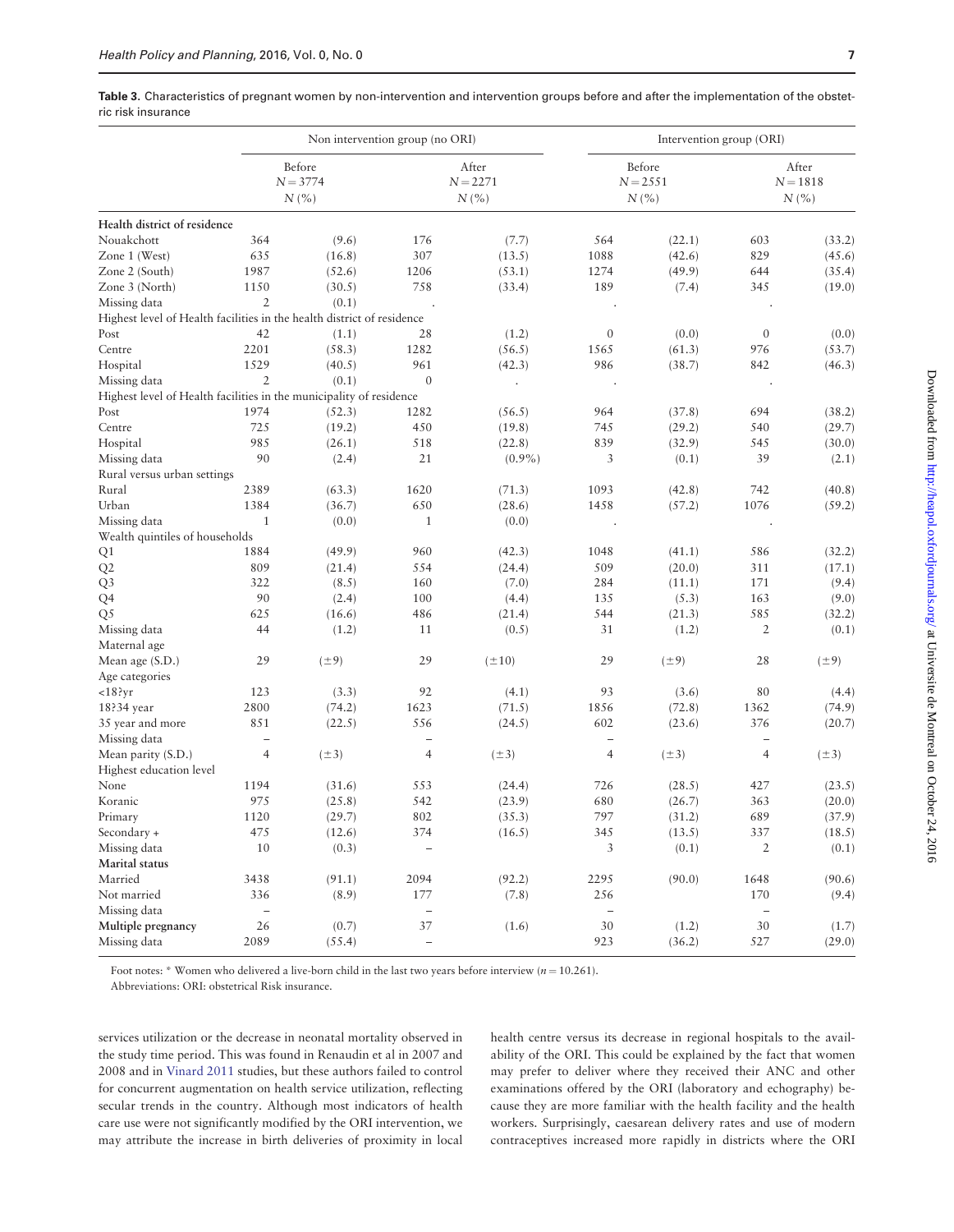**Table 3.** Characteristics of pregnant women by non-intervention and intervention groups before and after the implementation of the obstetric risk insurance

| | Non intervention group (no ORI) | | | | Intervention group (ORI) | | | |
|---|---|---|---|---|---|---|---|---|
| | Before N = 3774 N (%) | | After N = 2271 N (%) | | Before N = 2551 N (%) | | After N = 1818 N (%) | |
| **Health district of residence** | | | | | | | | |
| Nouakchott | 364 | (9.6) | 176 | (7.7) | 564 | (22.1) | 603 | (33.2) |
| Zone 1 (West) | 635 | (16.8) | 307 | (13.5) | 1088 | (42.6) | 829 | (45.6) |
| Zone 2 (South) | 1987 | (52.6) | 1206 | (53.1) | 1274 | (49.9) | 644 | (35.4) |
| Zone 3 (North) | 1150 | (30.5) | 758 | (33.4) | 189 | (7.4) | 345 | (19.0) |
| Missing data | 2 | (0.1) | . | | . | | . | |
| Highest level of Health facilities in the health district of residence | | | | | | | | |
| Post | 42 | (1.1) | 28 | (1.2) | 0 | (0.0) | 0 | (0.0) |
| Centre | 2201 | (58.3) | 1282 | (56.5) | 1565 | (61.3) | 976 | (53.7) |
| Hospital | 1529 | (40.5) | 961 | (42.3) | 986 | (38.7) | 842 | (46.3) |
| Missing data | 2 | (0.1) | 0 | . | . | | . | |
| Highest level of Health facilities in the municipality of residence | | | | | | | | |
| Post | 1974 | (52.3) | 1282 | (56.5) | 964 | (37.8) | 694 | (38.2) |
| Centre | 725 | (19.2) | 450 | (19.8) | 745 | (29.2) | 540 | (29.7) |
| Hospital | 985 | (26.1) | 518 | (22.8) | 839 | (32.9) | 545 | (30.0) |
| Missing data | 90 | (2.4) | 21 | (0.9%) | 3 | (0.1) | 39 | (2.1) |
| Rural versus urban settings | | | | | | | | |
| Rural | 2389 | (63.3) | 1620 | (71.3) | 1093 | (42.8) | 742 | (40.8) |
| Urban | 1384 | (36.7) | 650 | (28.6) | 1458 | (57.2) | 1076 | (59.2) |
| Missing data | 1 | (0.0) | 1 | (0.0) | . | | . | |
| Wealth quintiles of households | | | | | | | | |
| Q1 | 1884 | (49.9) | 960 | (42.3) | 1048 | (41.1) | 586 | (32.2) |
| Q2 | 809 | (21.4) | 554 | (24.4) | 509 | (20.0) | 311 | (17.1) |
| Q3 | 322 | (8.5) | 160 | (7.0) | 284 | (11.1) | 171 | (9.4) |
| Q4 | 90 | (2.4) | 100 | (4.4) | 135 | (5.3) | 163 | (9.0) |
| Q5 | 625 | (16.6) | 486 | (21.4) | 544 | (21.3) | 585 | (32.2) |
| Missing data | 44 | (1.2) | 11 | (0.5) | 31 | (1.2) | 2 | (0.1) |
| Maternal age | | | | | | | | |
| Mean age (S.D.) | 29 | (±9) | 29 | (±10) | 29 | (±9) | 28 | (±9) |
| Age categories | | | | | | | | |
| <18?yr | 123 | (3.3) | 92 | (4.1) | 93 | (3.6) | 80 | (4.4) |
| 18?34 year | 2800 | (74.2) | 1623 | (71.5) | 1856 | (72.8) | 1362 | (74.9) |
| 35 year and more | 851 | (22.5) | 556 | (24.5) | 602 | (23.6) | 376 | (20.7) |
| Missing data | – | | – | | – | | – | |
| Mean parity (S.D.) | 4 | (±3) | 4 | (±3) | 4 | (±3) | 4 | (±3) |
| Highest education level | | | | | | | | |
| None | 1194 | (31.6) | 553 | (24.4) | 726 | (28.5) | 427 | (23.5) |
| Koranic | 975 | (25.8) | 542 | (23.9) | 680 | (26.7) | 363 | (20.0) |
| Primary | 1120 | (29.7) | 802 | (35.3) | 797 | (31.2) | 689 | (37.9) |
| Secondary + | 475 | (12.6) | 374 | (16.5) | 345 | (13.5) | 337 | (18.5) |
| Missing data | 10 | (0.3) | – | | 3 | (0.1) | 2 | (0.1) |
| **Marital status** | | | | | | | | |
| Married | 3438 | (91.1) | 2094 | (92.2) | 2295 | (90.0) | 1648 | (90.6) |
| Not married | 336 | (8.9) | 177 | (7.8) | 256 | | 170 | (9.4) |
| Missing data | – | | – | | – | | – | |
| **Multiple pregnancy** | 26 | (0.7) | 37 | (1.6) | 30 | (1.2) | 30 | (1.7) |
| Missing data | 2089 | (55.4) | – | | 923 | (36.2) | 527 | (29.0) |

Foot notes: * Women who delivered a live-born child in the last two years before interview ($n = 10.261$).

Abbreviations: ORI: obstetrical Risk insurance.

services utilization or the decrease in neonatal mortality observed in the study time period. This was found in Renaudin et al in 2007 and 2008 and in Vinard 2011 studies, but these authors failed to control for concurrent augmentation on health service utilization, reflecting secular trends in the country. Although most indicators of health care use were not significantly modified by the ORI intervention, we may attribute the increase in birth deliveries of proximity in local health centre versus its decrease in regional hospitals to the availability of the ORI. This could be explained by the fact that women may prefer to deliver where they received their ANC and other examinations offered by the ORI (laboratory and echography) because they are more familiar with the health facility and the health workers. Surprisingly, caesarean delivery rates and use of modern contraceptives increased more rapidly in districts where the ORI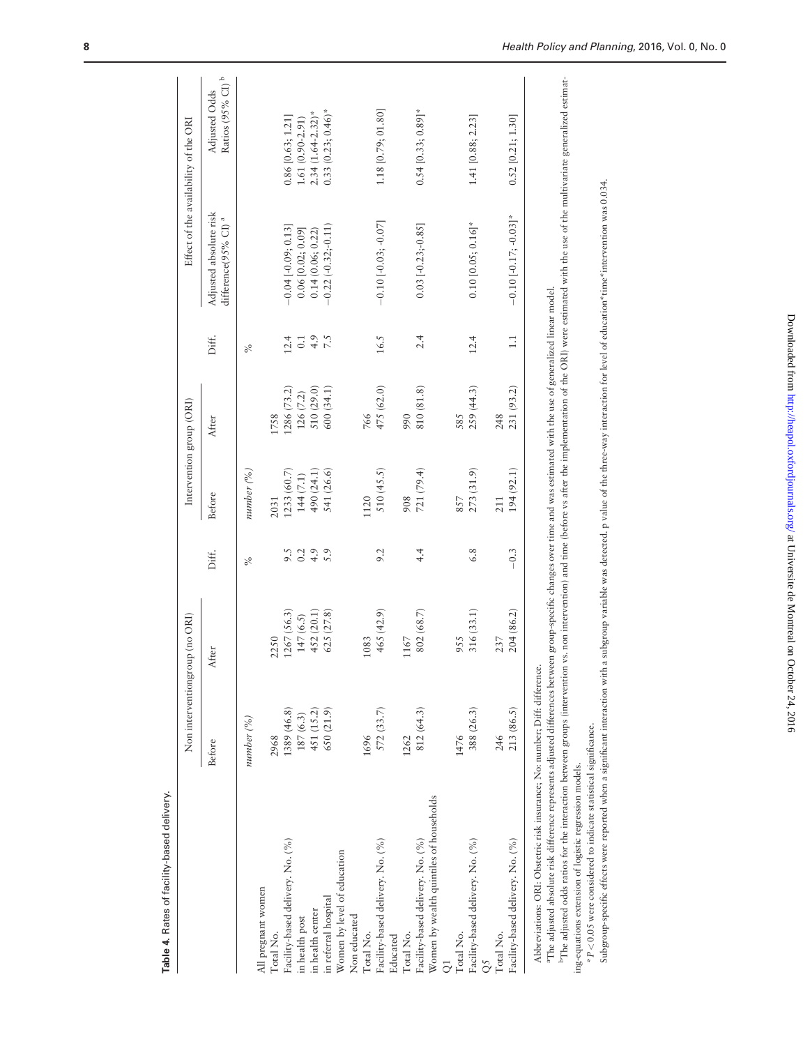**Table 4.** Rates of facility-based delivery.

| | Non interventiongroup (no ORI) | | | Intervention group (ORI) | | | Effect of the availability of the ORI | |
|---|---|---|---|---|---|---|---|---|
| | Before | After | Diff. | Before | After | Diff. | Adjusted absolute risk difference(95% CI) [a] | Adjusted Odds Ratios (95% CI) [b] |
| | *number (%)* | | % | *number (%)* | | % | | |
| All pregnant women | | | | | | | | |
| Total No. | 2968 | 2250 | | 2031 | 1758 | | | |
| Facility-based delivery. No. (%) | 1389 (46.8) | 1267 (56.3) | 9.5 | 1233 (60.7) | 1286 (73.2) | 12.4 | −0.04 [-0.09; 0.13] | 0.86 [0.63; 1.21] |
| in health post | 187 (6.3) | 147 (6.5) | 0.2 | 144 (7.1) | 126 (7.2) | 0.1 | 0.06 [0.02; 0.09] | 1.61 (0.90-2.91) |
| in health center | 451 (15.2) | 452 (20.1) | 4.9 | 490 (24.1) | 510 (29.0) | 4.9 | 0.14 (0.06; 0.22) | 2.34 (1.64-2.32)* |
| in referral hospital | 650 (21.9) | 625 (27.8) | 5.9 | 541 (26.6) | 600 (34.1) | 7.5 | −0.22 (-0.32;-0.11) | 0.33 (0.23; 0.46)* |
| Women by level of education | | | | | | | | |
| Non educated | | | | | | | | |
| Total No. | 1696 | 1083 | | 1120 | 766 | | | |
| Facility-based delivery. No. (%) | 572 (33.7) | 465 (42.9) | 9.2 | 510 (45.5) | 475 (62.0) | 16.5 | −0.10 [-0.03; -0.07] | 1.18 [0.79; 01.80] |
| Educated | | | | | | | | |
| Total No. | 1262 | 1167 | | 908 | 990 | | | |
| Facility-based delivery. No. (%) | 812 (64.3) | 802 (68.7) | 4.4 | 721 (79.4) | 810 (81.8) | 2.4 | 0.03 [-0.23;-0.85] | 0.54 [0.33; 0.89]* |
| Women by wealth quintiles of households | | | | | | | | |
| Q1 | | | | | | | | |
| Total No. | 1476 | 955 | | 857 | 585 | | | |
| Facility-based delivery. No. (%) | 388 (26.3) | 316 (33.1) | 6.8 | 273 (31.9) | 259 (44.3) | 12.4 | 0.10 [0.05; 0.16]* | 1.41 [0.88; 2.23] |
| Q5 | | | | | | | | |
| Total No. | 246 | 237 | | 211 | 248 | | | |
| Facility-based delivery. No. (%) | 213 (86.5) | 204 (86.2) | −0.3 | 194 (92.1) | 231 (93.2) | 1.1 | −0.10 [-0.17; -0.03]* | 0.52 [0.21; 1.30] |

Abbreviations: ORI: Obstetric risk insurance; No: number; Diff: difference.

[a]The adjusted absolute risk difference represents adjusted differences between group-specific changes over time and was estimated with the use of generalized linear model.

[b]The adjusted odds ratios for the interaction between groups (intervention vs. non intervention) and time (before vs after the implementation of the ORI) were estimated with the use of the multivariate generalized estimating-equations extension of logistic regression models.

\* $P < 0.05$ were considered to indicate statistical significance.

Subgroup-specific effects were reported when a significant interaction with a subgroup variable was detected. p value of the three-way interaction for level of education\*time\*intervention was 0.034.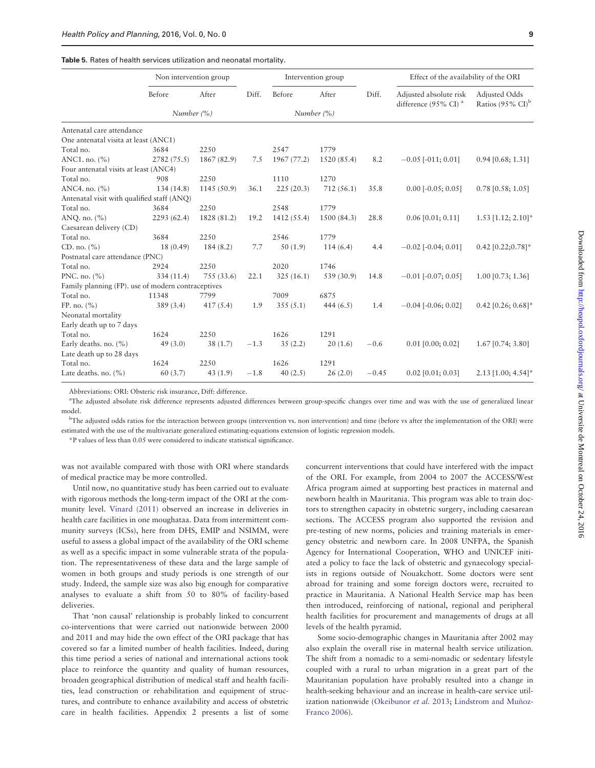**Table 5.** Rates of health services utilization and neonatal mortality.

| | Non intervention group | | | Intervention group | | | Effect of the availability of the ORI | |
|---|---|---|---|---|---|---|---|---|
| | Before | After | Diff. | Before | After | Diff. | Adjusted absolute risk difference (95% CI) [a] | Adjusted Odds Ratios (95% CI)[b] |
| | *Number (%)* | | | *Number (%)* | | | | |
| Antenatal care attendance | | | | | | | | |
| One antenatal visita at least (ANC1) | | | | | | | | |
| Total no. | 3684 | 2250 | | 2547 | 1779 | | | |
| ANC1. no. (%) | 2782 (75.5) | 1867 (82.9) | 7.5 | 1967 (77.2) | 1520 (85.4) | 8.2 | −0.05 [-011; 0.01] | 0.94 [0.68; 1.31] |
| Four antenatal visits at least (ANC4) | | | | | | | | |
| Total no. | 908 | 2250 | | 1110 | 1270 | | | |
| ANC4. no. (%) | 134 (14.8) | 1145 (50.9) | 36.1 | 225 (20.3) | 712 (56.1) | 35.8 | 0.00 [-0.05; 0.05] | 0.78 [0.58; 1.05] |
| Antenatal visit with qualified staff (ANQ) | | | | | | | | |
| Total no. | 3684 | 2250 | | 2548 | 1779 | | | |
| ANQ. no. (%) | 2293 (62.4) | 1828 (81.2) | 19.2 | 1412 (55.4) | 1500 (84.3) | 28.8 | 0.06 [0.01; 0.11] | 1.53 [1.12; 2.10]* |
| Caesarean delivery (CD) | | | | | | | | |
| Total no. | 3684 | 2250 | | 2546 | 1779 | | | |
| CD. no. (%) | 18 (0.49) | 184 (8.2) | 7.7 | 50 (1.9) | 114 (6.4) | 4.4 | −0.02 [-0.04; 0.01] | 0.42 [0.22;0.78]* |
| Postnatal care attendance (PNC) | | | | | | | | |
| Total no. | 2924 | 2250 | | 2020 | 1746 | | | |
| PNC. no. (%) | 334 (11.4) | 755 (33.6) | 22.1 | 325 (16.1) | 539 (30.9) | 14.8 | −0.01 [-0.07; 0.05] | 1.00 [0.73; 1.36] |
| Family planning (FP). use of modern contraceptives | | | | | | | | |
| Total no. | 11348 | 7799 | | 7009 | 6875 | | | |
| FP. no. (%) | 389 (3.4) | 417 (5.4) | 1.9 | 355 (5.1) | 444 (6.5) | 1.4 | −0.04 [-0.06; 0.02] | 0.42 [0.26; 0.68]* |
| Neonatal mortality | | | | | | | | |
| Early death up to 7 days | | | | | | | | |
| Total no. | 1624 | 2250 | | 1626 | 1291 | | | |
| Early deaths. no. (%) | 49 (3.0) | 38 (1.7) | −1.3 | 35 (2.2) | 20 (1.6) | −0.6 | 0.01 [0.00; 0.02] | 1.67 [0.74; 3.80] |
| Late death up to 28 days | | | | | | | | |
| Total no. | 1624 | 2250 | | 1626 | 1291 | | | |
| Late deaths. no. (%) | 60 (3.7) | 43 (1.9) | −1.8 | 40 (2.5) | 26 (2.0) | −0.45 | 0.02 [0.01; 0.03] | 2.13 [1.00; 4.54]* |

Abbreviations: ORI: Obsteric risk insurance, Diff: difference.

[a]The adjusted absolute risk difference represents adjusted differences between group-specific changes over time and was with the use of generalized linear model.

[b]The adjusted odds ratios for the interaction between groups (intervention vs. non intervention) and time (before vs after the implementation of the ORI) were estimated with the use of the multivariate generalized estimating-equations extension of logistic regression models.

*P values of less than 0.05 were considered to indicate statistical significance.

was not available compared with those with ORI where standards of medical practice may be more controlled.

Until now, no quantitative study has been carried out to evaluate with rigorous methods the long-term impact of the ORI at the community level. Vinard (2011) observed an increase in deliveries in health care facilities in one moughataa. Data from intermittent community surveys (ICSs), here from DHS, EMIP and NSIMM, were useful to assess a global impact of the availability of the ORI scheme as well as a specific impact in some vulnerable strata of the population. The representativeness of these data and the large sample of women in both groups and study periods is one strength of our study. Indeed, the sample size was also big enough for comparative analyses to evaluate a shift from 50 to 80% of facility-based deliveries.

That 'non causal' relationship is probably linked to concurrent co-interventions that were carried out nationwide between 2000 and 2011 and may hide the own effect of the ORI package that has covered so far a limited number of health facilities. Indeed, during this time period a series of national and international actions took place to reinforce the quantity and quality of human resources, broaden geographical distribution of medical staff and health facilities, lead construction or rehabilitation and equipment of structures, and contribute to enhance availability and access of obstetric care in health facilities. Appendix 2 presents a list of some concurrent interventions that could have interfered with the impact of the ORI. For example, from 2004 to 2007 the ACCESS/West Africa program aimed at supporting best practices in maternal and newborn health in Mauritania. This program was able to train doctors to strengthen capacity in obstetric surgery, including caesarean sections. The ACCESS program also supported the revision and pre-testing of new norms, policies and training materials in emergency obstetric and newborn care. In 2008 UNFPA, the Spanish Agency for International Cooperation, WHO and UNICEF initiated a policy to face the lack of obstetric and gynaecology specialists in regions outside of Nouakchott. Some doctors were sent abroad for training and some foreign doctors were, recruited to practice in Mauritania. A National Health Service map has been then introduced, reinforcing of national, regional and peripheral health facilities for procurement and managements of drugs at all levels of the health pyramid.

Some socio-demographic changes in Mauritania after 2002 may also explain the overall rise in maternal health service utilization. The shift from a nomadic to a semi-nomadic or sedentary lifestyle coupled with a rural to urban migration in a great part of the Mauritanian population have probably resulted into a change in health-seeking behaviour and an increase in health-care service utilization nationwide (Okeibunor *et al.* 2013; Lindstrom and Muñoz-Franco 2006).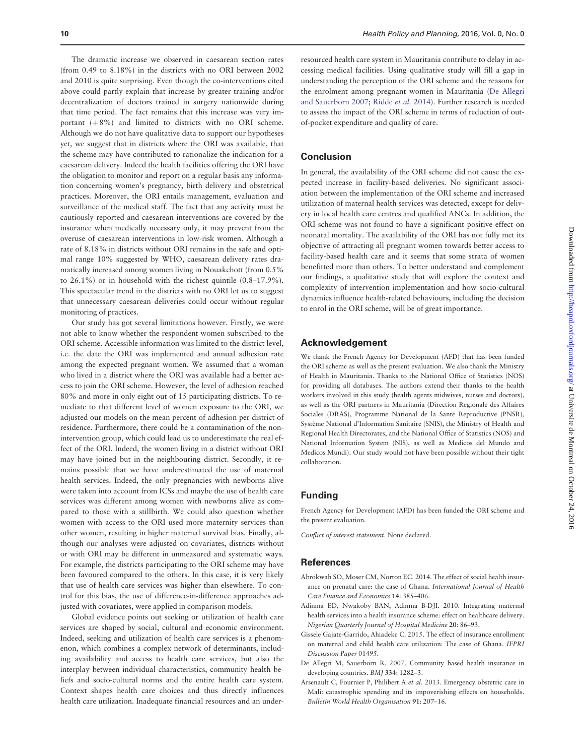The dramatic increase we observed in caesarean section rates (from 0.49 to 8.18%) in the districts with no ORI between 2002 and 2010 is quite surprising. Even though the co-interventions cited above could partly explain that increase by greater training and/or decentralization of doctors trained in surgery nationwide during that time period. The fact remains that this increase was very important (+8%) and limited to districts with no ORI scheme. Although we do not have qualitative data to support our hypotheses yet, we suggest that in districts where the ORI was available, that the scheme may have contributed to rationalize the indication for a caesarean delivery. Indeed the health facilities offering the ORI have the obligation to monitor and report on a regular basis any information concerning women's pregnancy, birth delivery and obstetrical practices. Moreover, the ORI entails management, evaluation and surveillance of the medical staff. The fact that any activity must be cautiously reported and caesarean interventions are covered by the insurance when medically necessary only, it may prevent from the overuse of caesarean interventions in low-risk women. Although a rate of 8.18% in districts without ORI remains in the safe and optimal range 10% suggested by WHO, caesarean delivery rates dramatically increased among women living in Nouakchott (from 0.5% to 26.1%) or in household with the richest quintile (0.8–17.9%). This spectacular trend in the districts with no ORI let us to suggest that unnecessary caesarean deliveries could occur without regular monitoring of practices.

Our study has got several limitations however. Firstly, we were not able to know whether the respondent women subscribed to the ORI scheme. Accessible information was limited to the district level, i.e. the date the ORI was implemented and annual adhesion rate among the expected pregnant women. We assumed that a woman who lived in a district where the ORI was available had a better access to join the ORI scheme. However, the level of adhesion reached 80% and more in only eight out of 15 participating districts. To remediate to that different level of women exposure to the ORI, we adjusted our models on the mean percent of adhesion per district of residence. Furthermore, there could be a contamination of the non-intervention group, which could lead us to underestimate the real effect of the ORI. Indeed, the women living in a district without ORI may have joined but in the neighbouring district. Secondly, it remains possible that we have underestimated the use of maternal health services. Indeed, the only pregnancies with newborns alive were taken into account from ICSs and maybe the use of health care services was different among women with newborns alive as compared to those with a stillbirth. We could also question whether women with access to the ORI used more maternity services than other women, resulting in higher maternal survival bias. Finally, although our analyses were adjusted on covariates, districts without or with ORI may be different in unmeasured and systematic ways. For example, the districts participating to the ORI scheme may have been favoured compared to the others. In this case, it is very likely that use of health care services was higher than elsewhere. To control for this bias, the use of difference-in-difference approaches adjusted with covariates, were applied in comparison models.

Global evidence points out seeking or utilization of health care services are shaped by social, cultural and economic environment. Indeed, seeking and utilization of health care services is a phenomenon, which combines a complex network of determinants, including availability and access to health care services, but also the interplay between individual characteristics, community health beliefs and socio-cultural norms and the entire health care system. Context shapes health care choices and thus directly influences health care utilization. Inadequate financial resources and an under-resourced health care system in Mauritania contribute to delay in accessing medical facilities. Using qualitative study will fill a gap in understanding the perception of the ORI scheme and the reasons for the enrolment among pregnant women in Mauritania (De Allegri and Sauerborn 2007; Ridde *et al.* 2014). Further research is needed to assess the impact of the ORI scheme in terms of reduction of out-of-pocket expenditure and quality of care.

## Conclusion

In general, the availability of the ORI scheme did not cause the expected increase in facility-based deliveries. No significant association between the implementation of the ORI scheme and increased utilization of maternal health services was detected, except for delivery in local health care centres and qualified ANCs. In addition, the ORI scheme was not found to have a significant positive effect on neonatal mortality. The availability of the ORI has not fully met its objective of attracting all pregnant women towards better access to facility-based health care and it seems that some strata of women benefitted more than others. To better understand and complement our findings, a qualitative study that will explore the context and complexity of intervention implementation and how socio-cultural dynamics influence health-related behaviours, including the decision to enrol in the ORI scheme, will be of great importance.

## Acknowledgement

We thank the French Agency for Development (AFD) that has been funded the ORI scheme as well as the present evaluation. We also thank the Ministry of Health in Mauritania. Thanks to the National Office of Statistics (NOS) for providing all databases. The authors extend their thanks to the health workers involved in this study (health agents midwives, nurses and doctors), as well as the ORI partners in Mauritania (Direction Regionale des Affaires Sociales (DRAS), Programme National de la Santé Reproductive (PNSR), Système National d'Information Sanitaire (SNIS), the Ministry of Health and Regional Health Directorates, and the National Office of Statistics (NOS) and National Information System (NIS), as well as Medicos del Mundo and Medicos Mundi). Our study would not have been possible without their tight collaboration.

## Funding

French Agency for Development (AFD) has been funded the ORI scheme and the present evaluation.

*Conflict of interest statement*. None declared.

## References

Abrokwah SO, Moser CM, Norton EC. 2014. The effect of social health insurance on prenatal care: the case of Ghana. *International Journal of Health Care Finance and Economics* **14**: 385–406.

Adinma ED, Nwakoby BAN, Adinma B-DJI. 2010. Integrating maternal health services into a health insurance scheme: effect on healthcare delivery. *Nigerian Quarterly Journal of Hospital Medicine* **20**: 86–93.

Gissele Gajate-Garrido, Ahiadeke C. 2015. The effect of insurance enrollment on maternal and child health care utilization: The case of Ghana. *IFPRI Discussion Paper* 01495.

De Allegri M, Sauerborn R. 2007. Community based health insurance in developing countries. *BMJ* **334**: 1282–3.

Arsenault C, Fournier P, Philibert A *et al*. 2013. Emergency obstetric care in Mali: catastrophic spending and its impoverishing effects on households. *Bulletin World Health Organisation* **91**: 207–16.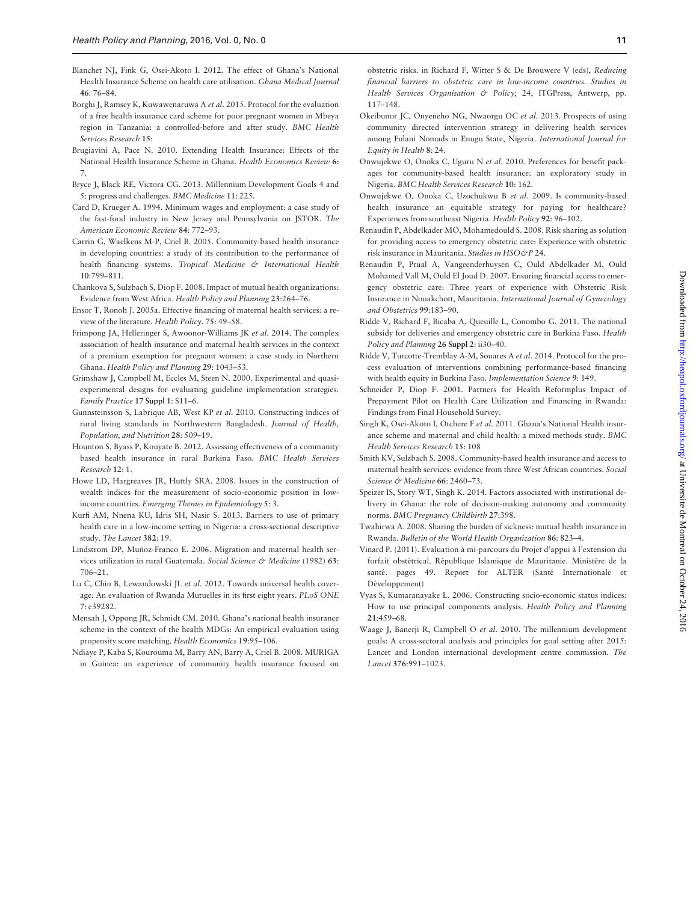Blanchet NJ, Fink G, Osei-Akoto I. 2012. The effect of Ghana's National Health Insurance Scheme on health care utilisation. *Ghana Medical Journal* **46**: 76–84.

Borghi J, Ramsey K, Kuwawenaruwa A *et al*. 2015. Protocol for the evaluation of a free health insurance card scheme for poor pregnant women in Mbeya region in Tanzania: a controlled-before and after study. *BMC Health Services Research* **15**:

Brugiavini A, Pace N. 2010. Extending Health Insurance: Effects of the National Health Insurance Scheme in Ghana. *Health Economics Review* **6**: 7.

Bryce J, Black RE, Victora CG. 2013. Millennium Development Goals 4 and 5: progress and challenges. *BMC Medicine* **11**: 225.

Card D, Krueger A. 1994. Minimum wages and employment: a case study of the fast-food industry in New Jersey and Pennsylvania on JSTOR. *The American Economic Review* **84**: 772–93.

Carrin G, Waelkens M-P, Criel B. 2005. Community-based health insurance in developing countries: a study of its contribution to the performance of health financing systems. *Tropical Medicine & International Health* **10**:799–811.

Chankova S, Sulzbach S, Diop F. 2008. Impact of mutual health organizations: Evidence from West Africa. *Health Policy and Planning* **23**:264–76.

Ensor T, Ronoh J. 2005a. Effective financing of maternal health services: a review of the literature. *Health Policy*. **75**: 49–58.

Frimpong JA, Helleringer S, Awoonor-Williams JK *et al*. 2014. The complex association of health insurance and maternal health services in the context of a premium exemption for pregnant women: a case study in Northern Ghana. *Health Policy and Planning* **29**: 1043–53.

Grimshaw J, Campbell M, Eccles M, Steen N. 2000. Experimental and quasi-experimental designs for evaluating guideline implementation strategies. *Family Practice* **17 Suppl 1**: S11–6.

Gunnsteinsson S, Labrique AB, West KP *et al*. 2010. Constructing indices of rural living standards in Northwestern Bangladesh. *Journal of Health, Population, and Nutrition* **28**: 509–19.

Hounton S, Byass P, Kouyate B. 2012. Assessing effectiveness of a community based health insurance in rural Burkina Faso. *BMC Health Services Research* **12**: 1.

Howe LD, Hargreaves JR, Huttly SRA. 2008. Issues in the construction of wealth indices for the measurement of socio-economic position in low-income countries. *Emerging Themes in Epidemiology* **5**: 3.

Kurfi AM, Nnena KU, Idris SH, Nasir S. 2013. Barriers to use of primary health care in a low-income setting in Nigeria: a cross-sectional descriptive study. *The Lancet* **382**: 19.

Lindstrom DP, Muñoz-Franco E. 2006. Migration and maternal health services utilization in rural Guatemala. *Social Science & Medicine* (1982) **63**: 706–21.

Lu C, Chin B, Lewandowski JL *et al*. 2012. Towards universal health coverage: An evaluation of Rwanda Mutuelles in its first eight years. *PLoS ONE* **7**: e39282.

Mensah J, Oppong JR, Schmidt CM. 2010. Ghana's national health insurance scheme in the context of the health MDGs: An empirical evaluation using propensity score matching. *Health Economics* **19**:95–106.

Ndiaye P, Kaba S, Kourouma M, Barry AN, Barry A, Criel B. 2008. MURIGA in Guinea: an experience of community health insurance focused on obstetric risks. in Richard F, Witter S & De Brouwere V (eds), *Reducing financial barriers to obstetric care in low-income countries. Studies in Health Services Organisation & Policy*; 24, ITGPress, Antwerp, pp. 117–148.

Okeibunor JC, Onyeneho NG, Nwaorgu OC *et al*. 2013. Prospects of using community directed intervention strategy in delivering health services among Fulani Nomads in Enugu State, Nigeria. *International Journal for Equity in Health* **8**: 24.

Onwujekwe O, Onoka C, Uguru N *et al*. 2010. Preferences for benefit packages for community-based health insurance: an exploratory study in Nigeria. *BMC Health Services Research* **10**: 162.

Onwujekwe O, Onoka C, Uzochukwu B *et al*. 2009. Is community-based health insurance an equitable strategy for paying for healthcare? Experiences from southeast Nigeria. *Health Policy* **92**: 96–102.

Renaudin P, Abdelkader MO, Mohamedould S. 2008. Risk sharing as solution for providing access to emergency obstetric care: Experience with obstetric risk insurance in Mauritania. *Studies in HSO&P* 24.

Renaudin P, Prual A, Vangeenderhuysen C, Ould Abdelkader M, Ould Mohamed Vall M, Ould El Joud D. 2007. Ensuring financial access to emergency obstetric care: Three years of experience with Obstetric Risk Insurance in Nouakchott, Mauritania. *International Journal of Gynecology and Obstetrics* **99**:183–90.

Ridde V, Richard F, Bicaba A, Queuille L, Conombo G. 2011. The national subsidy for deliveries and emergency obstetric care in Burkina Faso. *Health Policy and Planning* **26 Suppl 2**: ii30–40.

Ridde V, Turcotte-Tremblay A-M, Souares A *et al*. 2014. Protocol for the process evaluation of interventions combining performance-based financing with health equity in Burkina Faso. *Implementation Science* **9**: 149.

Schneider P, Diop F. 2001. Partners for Health Reformplus Impact of Prepayment Pilot on Health Care Utilization and Financing in Rwanda: Findings from Final Household Survey.

Singh K, Osei-Akoto I, Otchere F *et al*. 2011. Ghana's National Health insurance scheme and maternal and child health: a mixed methods study. *BMC Health Services Research* **15**: 108

Smith KV, Sulzbach S. 2008. Community-based health insurance and access to maternal health services: evidence from three West African countries. *Social Science & Medicine* **66**: 2460–73.

Speizer IS, Story WT, Singh K. 2014. Factors associated with institutional delivery in Ghana: the role of decision-making autonomy and community norms. *BMC Pregnancy Childbirth* **27**:398.

Twahirwa A. 2008. Sharing the burden of sickness: mutual health insurance in Rwanda. *Bulletin of the World Health Organization* **86**: 823–4.

Vinard P. (2011). Evaluation à mi-parcours du Projet d'appui à l'extension du forfait obstétrical. République Islamique de Mauritanie. Ministère de la santé. pages 49. Report for ALTER (Santé Internationale et Développement)

Vyas S, Kumaranayake L. 2006. Constructing socio-economic status indices: How to use principal components analysis. *Health Policy and Planning* **21**:459–68.

Waage J, Banerji R, Campbell O *et al*. 2010. The millennium development goals: A cross-sectoral analysis and principles for goal setting after 2015: Lancet and London international development centre commission. *The Lancet* **376**:991–1023.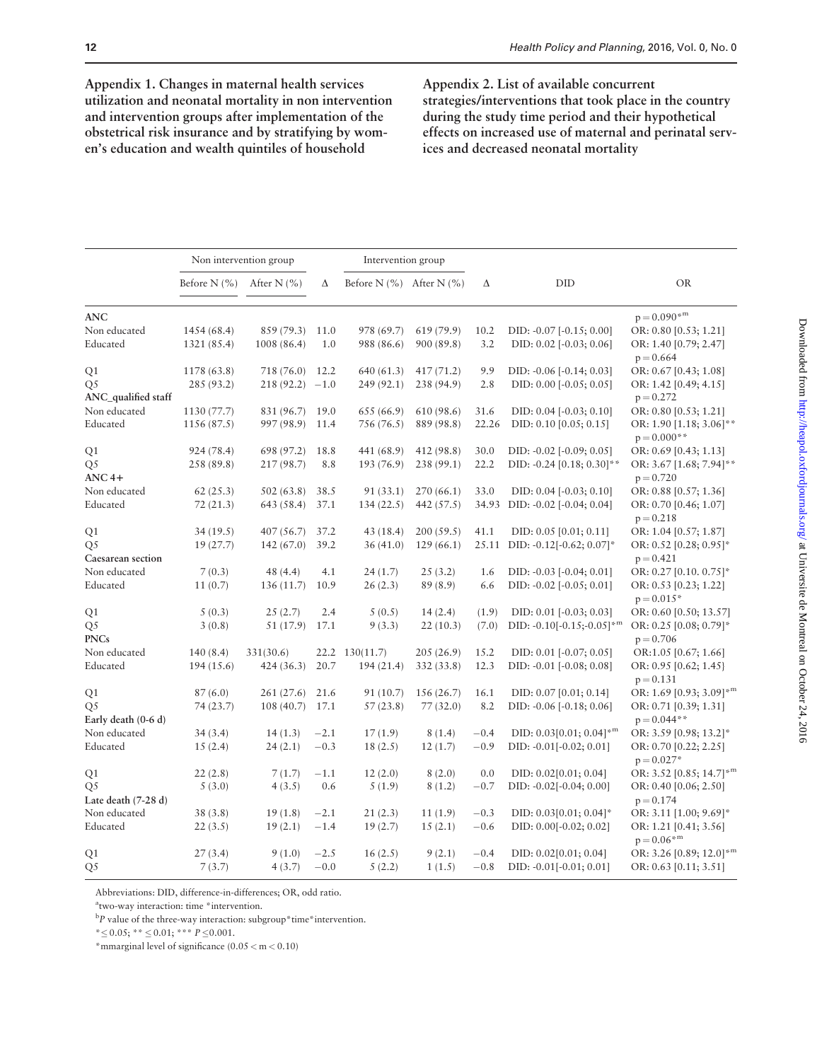**Appendix 1. Changes in maternal health services utilization and neonatal mortality in non intervention and intervention groups after implementation of the obstetrical risk insurance and by stratifying by women's education and wealth quintiles of household**

**Appendix 2. List of available concurrent strategies/interventions that took place in the country during the study time period and their hypothetical effects on increased use of maternal and perinatal services and decreased neonatal mortality**

| | Non intervention group | | | Intervention group | | | | |
|---|---|---|---|---|---|---|---|---|
| | Before N (%) | After N (%) | Δ | Before N (%) | After N (%) | Δ | DID | OR |
| **ANC** | | | | | | | | p = 0.090*m |
| Non educated | 1454 (68.4) | 859 (79.3) | 11.0 | 978 (69.7) | 619 (79.9) | 10.2 | DID: -0.07 [-0.15; 0.00] | OR: 0.80 [0.53; 1.21] |
| Educated | 1321 (85.4) | 1008 (86.4) | 1.0 | 988 (86.6) | 900 (89.8) | 3.2 | DID: 0.02 [-0.03; 0.06] | OR: 1.40 [0.79; 2.47] |
| | | | | | | | | p = 0.664 |
| Q1 | 1178 (63.8) | 718 (76.0) | 12.2 | 640 (61.3) | 417 (71.2) | 9.9 | DID: -0.06 [-0.14; 0.03] | OR: 0.67 [0.43; 1.08] |
| Q5 | 285 (93.2) | 218 (92.2) | −1.0 | 249 (92.1) | 238 (94.9) | 2.8 | DID: 0.00 [-0.05; 0.05] | OR: 1.42 [0.49; 4.15] |
| **ANC_qualified staff** | | | | | | | | p = 0.272 |
| Non educated | 1130 (77.7) | 831 (96.7) | 19.0 | 655 (66.9) | 610 (98.6) | 31.6 | DID: 0.04 [-0.03; 0.10] | OR: 0.80 [0.53; 1.21] |
| Educated | 1156 (87.5) | 997 (98.9) | 11.4 | 756 (76.5) | 889 (98.8) | 22.26 | DID: 0.10 [0.05; 0.15] | OR: 1.90 [1.18; 3.06]** |
| | | | | | | | | p = 0.000** |
| Q1 | 924 (78.4) | 698 (97.2) | 18.8 | 441 (68.9) | 412 (98.8) | 30.0 | DID: -0.02 [-0.09; 0.05] | OR: 0.69 [0.43; 1.13] |
| Q5 | 258 (89.8) | 217 (98.7) | 8.8 | 193 (76.9) | 238 (99.1) | 22.2 | DID: -0.24 [0.18; 0.30]** | OR: 3.67 [1.68; 7.94]** |
| **ANC 4+** | | | | | | | | p = 0.720 |
| Non educated | 62 (25.3) | 502 (63.8) | 38.5 | 91 (33.1) | 270 (66.1) | 33.0 | DID: 0.04 [-0.03; 0.10] | OR: 0.88 [0.57; 1.36] |
| Educated | 72 (21.3) | 643 (58.4) | 37.1 | 134 (22.5) | 442 (57.5) | 34.93 | DID: -0.02 [-0.04; 0.04] | OR: 0.70 [0.46; 1.07] |
| | | | | | | | | p = 0.218 |
| Q1 | 34 (19.5) | 407 (56.7) | 37.2 | 43 (18.4) | 200 (59.5) | 41.1 | DID: 0.05 [0.01; 0.11] | OR: 1.04 [0.57; 1.87] |
| Q5 | 19 (27.7) | 142 (67.0) | 39.2 | 36 (41.0) | 129 (66.1) | 25.11 | DID: -0.12[-0.62; 0.07]* | OR: 0.52 [0.28; 0.95]* |
| **Caesarean section** | | | | | | | | p = 0.421 |
| Non educated | 7 (0.3) | 48 (4.4) | 4.1 | 24 (1.7) | 25 (3.2) | 1.6 | DID: -0.03 [-0.04; 0.01] | OR: 0.27 [0.10. 0.75]* |
| Educated | 11 (0.7) | 136 (11.7) | 10.9 | 26 (2.3) | 89 (8.9) | 6.6 | DID: -0.02 [-0.05; 0.01] | OR: 0.53 [0.23; 1.22] |
| | | | | | | | | p = 0.015* |
| Q1 | 5 (0.3) | 25 (2.7) | 2.4 | 5 (0.5) | 14 (2.4) | (1.9) | DID: 0.01 [-0.03; 0.03] | OR: 0.60 [0.50; 13.57] |
| Q5 | 3 (0.8) | 51 (17.9) | 17.1 | 9 (3.3) | 22 (10.3) | (7.0) | DID: -0.10[-0.15;-0.05]*m | OR: 0.25 [0.08; 0.79]* |
| **PNCs** | | | | | | | | p = 0.706 |
| Non educated | 140 (8.4) | 331(30.6) | 22.2 | 130(11.7) | 205 (26.9) | 15.2 | DID: 0.01 [-0.07; 0.05] | OR:1.05 [0.67; 1.66] |
| Educated | 194 (15.6) | 424 (36.3) | 20.7 | 194 (21.4) | 332 (33.8) | 12.3 | DID: -0.01 [-0.08; 0.08] | OR: 0.95 [0.62; 1.45} |
| | | | | | | | | p = 0.131 |
| Q1 | 87 (6.0) | 261 (27.6) | 21.6 | 91 (10.7) | 156 (26.7) | 16.1 | DID: 0.07 [0.01; 0.14] | OR: 1.69 [0.93; 3.09]*m |
| Q5 | 74 (23.7) | 108 (40.7) | 17.1 | 57 (23.8) | 77 (32.0) | 8.2 | DID: -0.06 [-0.18; 0.06] | OR: 0.71 [0.39; 1.31] |
| **Early death (0-6 d)** | | | | | | | | p = 0.044** |
| Non educated | 34 (3.4) | 14 (1.3) | −2.1 | 17 (1.9) | 8 (1.4) | −0.4 | DID: 0.03[0.01; 0.04]*m | OR: 3.59 [0.98; 13.2]* |
| Educated | 15 (2.4) | 24 (2.1) | −0.3 | 18 (2.5) | 12 (1.7) | −0.9 | DID: -0.01[-0.02; 0.01] | OR: 0.70 [0.22; 2.25] |
| | | | | | | | | p = 0.027* |
| Q1 | 22 (2.8) | 7 (1.7) | −1.1 | 12 (2.0) | 8 (2.0) | 0.0 | DID: 0.02[0.01; 0.04] | OR: 3.52 [0.85; 14.7]*m |
| Q5 | 5 (3.0) | 4 (3.5) | 0.6 | 5 (1.9) | 8 (1.2) | −0.7 | DID: -0.02[-0.04; 0.00] | OR: 0.40 [0.06; 2.50] |
| **Late death (7-28 d)** | | | | | | | | p = 0.174 |
| Non educated | 38 (3.8) | 19 (1.8) | −2.1 | 21 (2.3) | 11 (1.9) | −0.3 | DID: 0.03[0.01; 0.04]* | OR: 3.11 [1.00; 9.69]* |
| Educated | 22 (3.5) | 19 (2.1) | −1.4 | 19 (2.7) | 15 (2.1) | −0.6 | DID: 0.00[-0.02; 0.02] | OR: 1.21 [0.41; 3.56] |
| | | | | | | | | p = 0.06*m |
| Q1 | 27 (3.4) | 9 (1.0) | −2.5 | 16 (2.5) | 9 (2.1) | −0.4 | DID: 0.02[0.01; 0.04] | OR: 3.26 [0.89; 12.0]*m |
| Q5 | 7 (3.7) | 4 (3.7) | −0.0 | 5 (2.2) | 1 (1.5) | −0.8 | DID: -0.01[-0.01; 0.01] | OR: 0.63 [0.11; 3.51] |

Abbreviations: DID, difference-in-differences; OR, odd ratio.

[a]two-way interaction: time *intervention.

[b]$P$ value of the three-way interaction: subgroup*time*intervention.

* ≤ 0.05; ** ≤ 0.01; *** $P$ ≤ 0.001.

*mmarginal level of significance (0.05 < m < 0.10)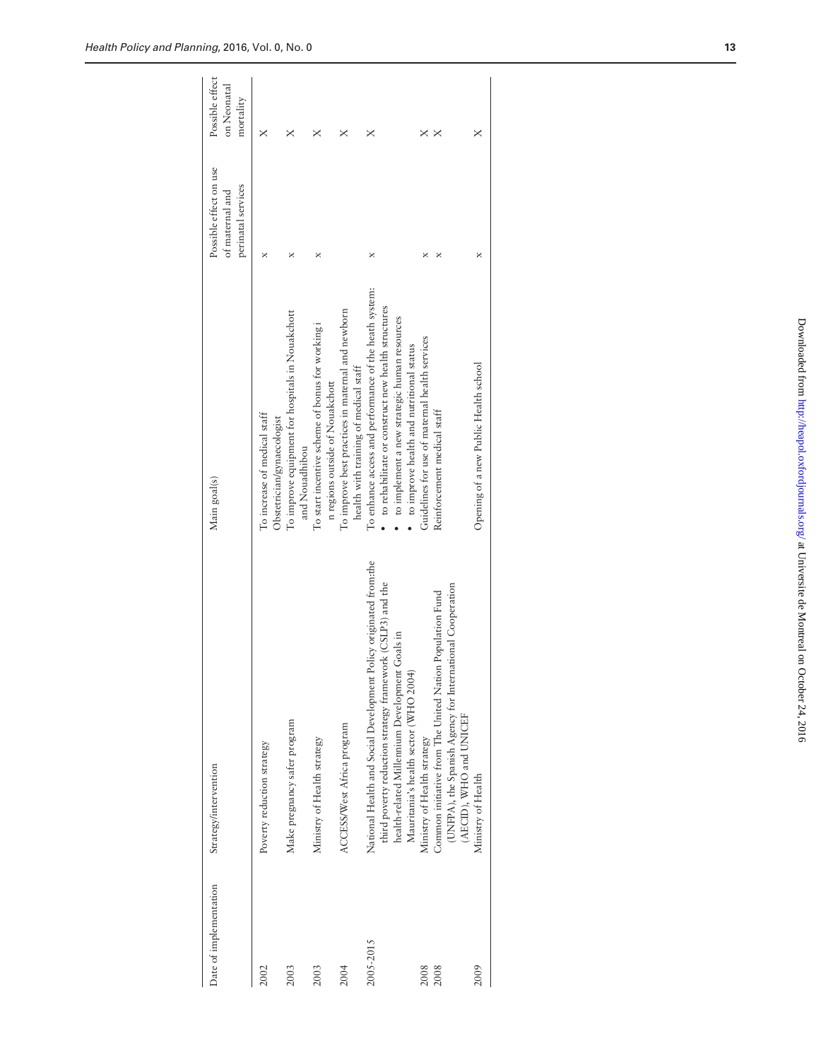| Date of implementation | Strategy/intervention | Main goal(s) | Possible effect on use of maternal and perinatal services | Possible effect on Neonatal mortality |
|---|---|---|---|---|
| 2002 | Poverty reduction strategy | To increase of medical staff Obstetrician/gynaecologist | x | X |
| 2003 | Make pregnancy safer program | To improve equipment for hospitals in Nouakchott and Nouadhibou | x | X |
| 2003 | Ministry of Health strategy | To start incentive scheme of bonus for working i n regions outside of Nouakchott | x | X |
| 2004 | ACCESS/West Africa program | To improve best practices in maternal and newborn health with training of medical staff | | X |
| 2005-2015 | National Health and Social Development Policy originated from:the third poverty reduction strategy framework (CSLP3) and the health-related Millennium Development Goals in Mauritania's health sector (WHO 2004) | To enhance access and performance of the heath system: • to rehabilitate or construct new health structures • to implement a new strategic human resources • to improve health and nutritional status | x | X |
| 2008 | Ministry of Health strategy | Guidelines for use of maternal health services | x | X |
| 2008 | Common initiative from The United Nation Population Fund (UNFPA), the Spanish Agency for International Cooperation (AECID), WHO and UNICEF | Reinforcement medical staff | x | X |
| 2009 | Ministry of Health | Opening of a new Public Health school | x | X |